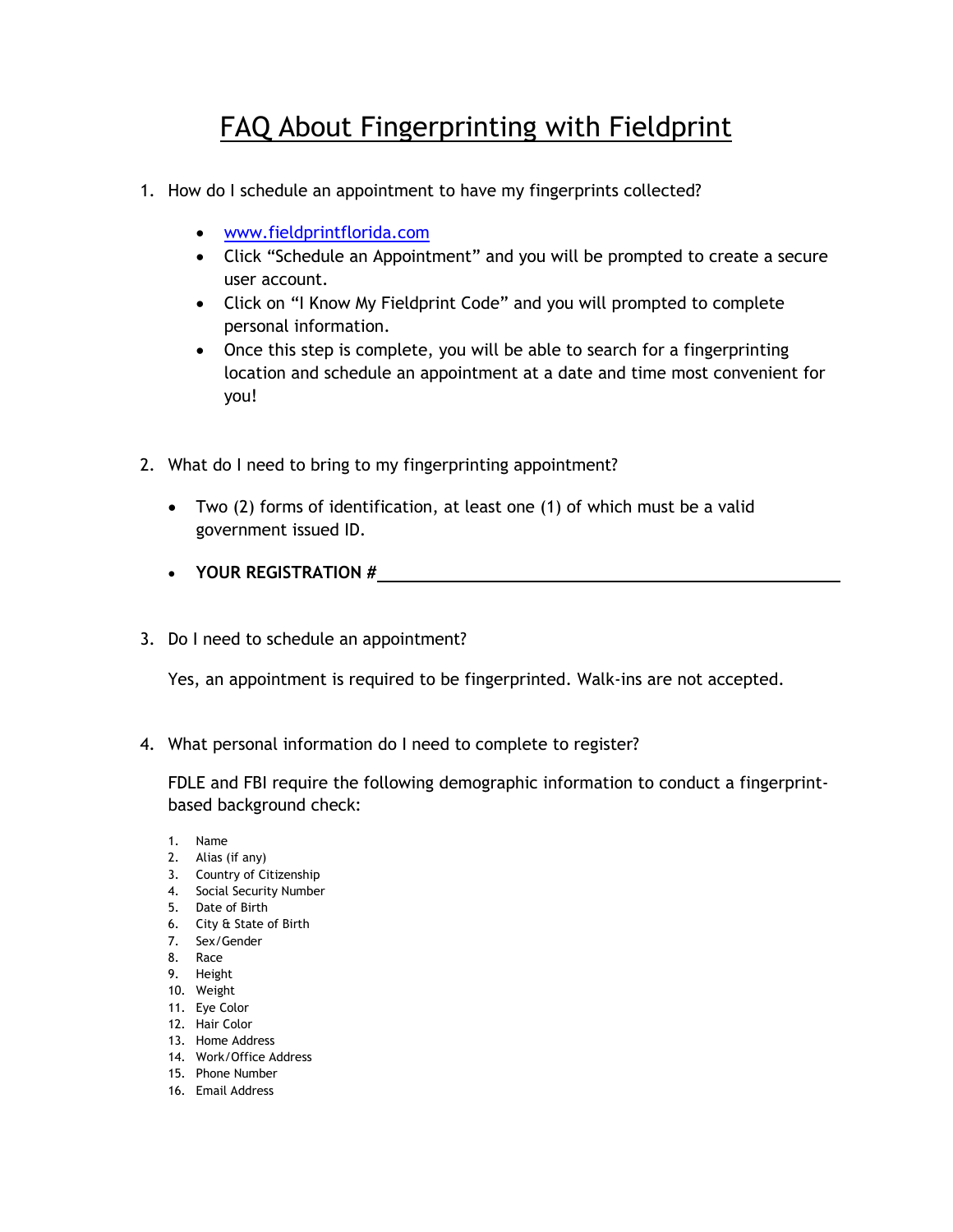# FAQ About Fingerprinting with Fieldprint

1. How do I schedule an appointment to have my fingerprints collected?

   - www.fieldprintflorida.com
   - Click "Schedule an Appointment" and you will be prompted to create a secure user account.
   - Click on "I Know My Fieldprint Code" and you will prompted to complete personal information.
   - Once this step is complete, you will be able to search for a fingerprinting location and schedule an appointment at a date and time most convenient for you!

2. What do I need to bring to my fingerprinting appointment?

   - Two (2) forms of identification, at least one (1) of which must be a valid government issued ID.
   - **YOUR REGISTRATION #**\_\_\_\_\_\_\_\_\_\_\_\_\_\_\_\_\_\_\_\_\_\_\_\_\_\_\_\_\_\_\_\_\_\_\_\_

3. Do I need to schedule an appointment?

   Yes, an appointment is required to be fingerprinted. Walk-ins are not accepted.

4. What personal information do I need to complete to register?

   FDLE and FBI require the following demographic information to conduct a fingerprint-based background check:

   1. Name
   2. Alias (if any)
   3. Country of Citizenship
   4. Social Security Number
   5. Date of Birth
   6. City & State of Birth
   7. Sex/Gender
   8. Race
   9. Height
   10. Weight
   11. Eye Color
   12. Hair Color
   13. Home Address
   14. Work/Office Address
   15. Phone Number
   16. Email Address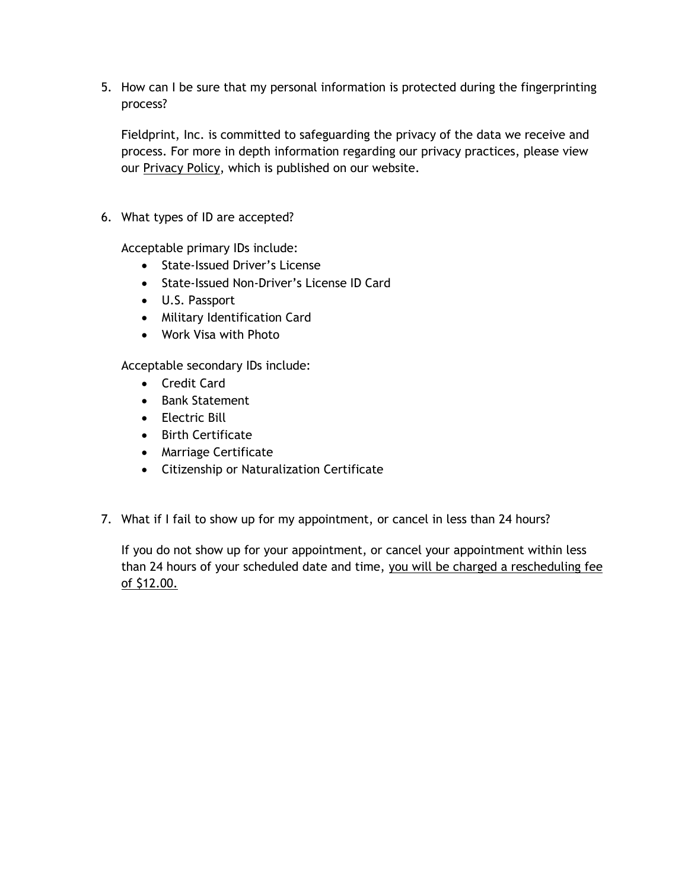5. How can I be sure that my personal information is protected during the fingerprinting process?

   Fieldprint, Inc. is committed to safeguarding the privacy of the data we receive and process. For more in depth information regarding our privacy practices, please view our Privacy Policy, which is published on our website.

6. What types of ID are accepted?

   Acceptable primary IDs include:
   - State-Issued Driver's License
   - State-Issued Non-Driver's License ID Card
   - U.S. Passport
   - Military Identification Card
   - Work Visa with Photo

   Acceptable secondary IDs include:
   - Credit Card
   - Bank Statement
   - Electric Bill
   - Birth Certificate
   - Marriage Certificate
   - Citizenship or Naturalization Certificate

7. What if I fail to show up for my appointment, or cancel in less than 24 hours?

   If you do not show up for your appointment, or cancel your appointment within less than 24 hours of your scheduled date and time, you will be charged a rescheduling fee of $12.00.